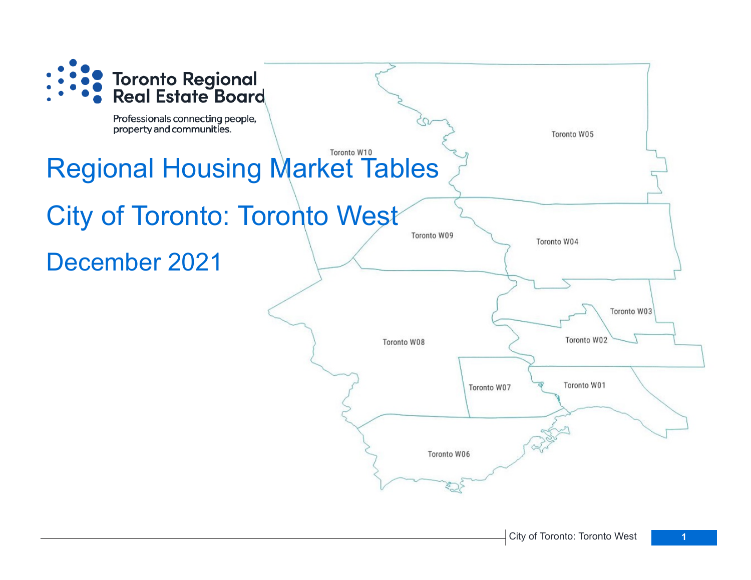Toronto Regional Real Estate Board

Professionals connecting people, property and communities.

# Regional Housing Market Tables

## City of Toronto: Toronto West

## December 2021

Toronto W10

Toronto W05

Toronto W09

Toronto W04

Toronto W03

Toronto W02

Toronto W08

Toronto W07

Toronto W01

Toronto W06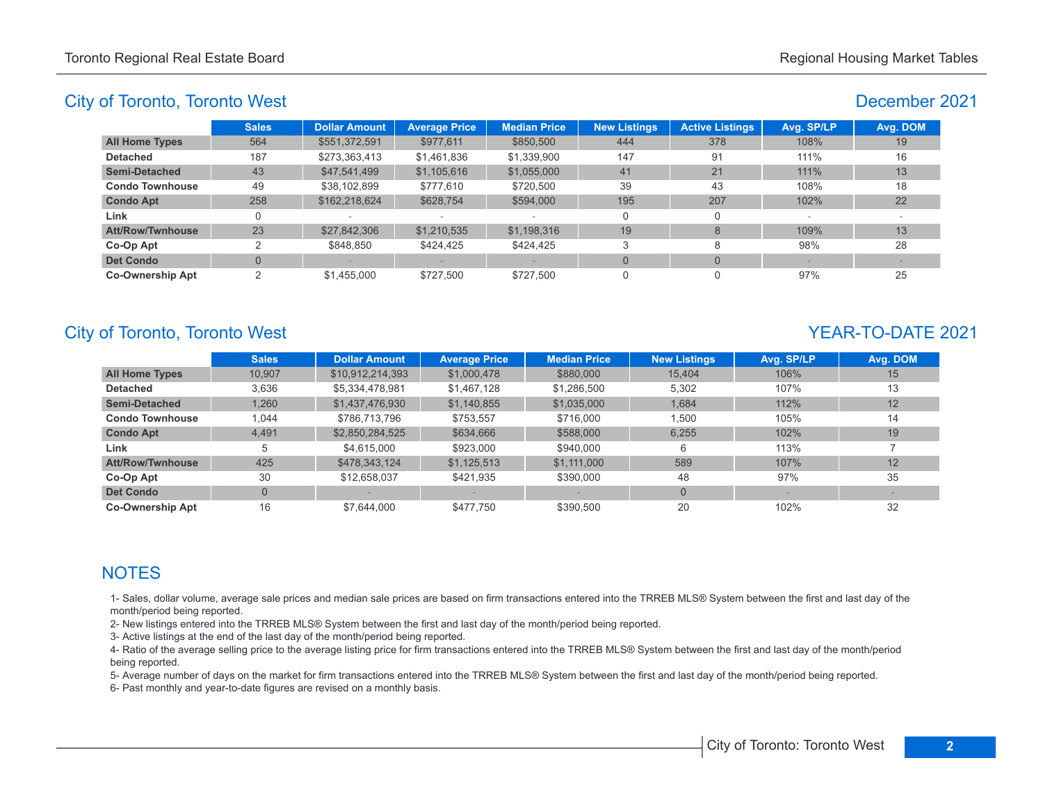## City of Toronto, Toronto West

## December 2021

| | Sales | Dollar Amount | Average Price | Median Price | New Listings | Active Listings | Avg. SP/LP | Avg. DOM |
|---|---|---|---|---|---|---|---|---|
| **All Home Types** | 564 | $551,372,591 | $977,611 | $850,500 | 444 | 378 | 108% | 19 |
| **Detached** | 187 | $273,363,413 | $1,461,836 | $1,339,900 | 147 | 91 | 111% | 16 |
| **Semi-Detached** | 43 | $47,541,499 | $1,105,616 | $1,055,000 | 41 | 21 | 111% | 13 |
| **Condo Townhouse** | 49 | $38,102,899 | $777,610 | $720,500 | 39 | 43 | 108% | 18 |
| **Condo Apt** | 258 | $162,218,624 | $628,754 | $594,000 | 195 | 207 | 102% | 22 |
| **Link** | 0 | - | - | - | 0 | 0 | - | - |
| **Att/Row/Twnhouse** | 23 | $27,842,306 | $1,210,535 | $1,198,316 | 19 | 8 | 109% | 13 |
| **Co-Op Apt** | 2 | $848,850 | $424,425 | $424,425 | 3 | 8 | 98% | 28 |
| **Det Condo** | 0 | - | - | - | 0 | 0 | - | - |
| **Co-Ownership Apt** | 2 | $1,455,000 | $727,500 | $727,500 | 0 | 0 | 97% | 25 |

## City of Toronto, Toronto West

## YEAR-TO-DATE 2021

| | Sales | Dollar Amount | Average Price | Median Price | New Listings | Avg. SP/LP | Avg. DOM |
|---|---|---|---|---|---|---|---|
| **All Home Types** | 10,907 | $10,912,214,393 | $1,000,478 | $880,000 | 15,404 | 106% | 15 |
| **Detached** | 3,636 | $5,334,478,981 | $1,467,128 | $1,286,500 | 5,302 | 107% | 13 |
| **Semi-Detached** | 1,260 | $1,437,476,930 | $1,140,855 | $1,035,000 | 1,684 | 112% | 12 |
| **Condo Townhouse** | 1,044 | $786,713,796 | $753,557 | $716,000 | 1,500 | 105% | 14 |
| **Condo Apt** | 4,491 | $2,850,284,525 | $634,666 | $588,000 | 6,255 | 102% | 19 |
| **Link** | 5 | $4,615,000 | $923,000 | $940,000 | 6 | 113% | 7 |
| **Att/Row/Twnhouse** | 425 | $478,343,124 | $1,125,513 | $1,111,000 | 589 | 107% | 12 |
| **Co-Op Apt** | 30 | $12,658,037 | $421,935 | $390,000 | 48 | 97% | 35 |
| **Det Condo** | 0 | - | - | - | 0 | - | - |
| **Co-Ownership Apt** | 16 | $7,644,000 | $477,750 | $390,500 | 20 | 102% | 32 |

## NOTES

1- Sales, dollar volume, average sale prices and median sale prices are based on firm transactions entered into the TRREB MLS® System between the first and last day of the month/period being reported.

2- New listings entered into the TRREB MLS® System between the first and last day of the month/period being reported.

3- Active listings at the end of the last day of the month/period being reported.

4- Ratio of the average selling price to the average listing price for firm transactions entered into the TRREB MLS® System between the first and last day of the month/period being reported.

5- Average number of days on the market for firm transactions entered into the TRREB MLS® System between the first and last day of the month/period being reported.

6- Past monthly and year-to-date figures are revised on a monthly basis.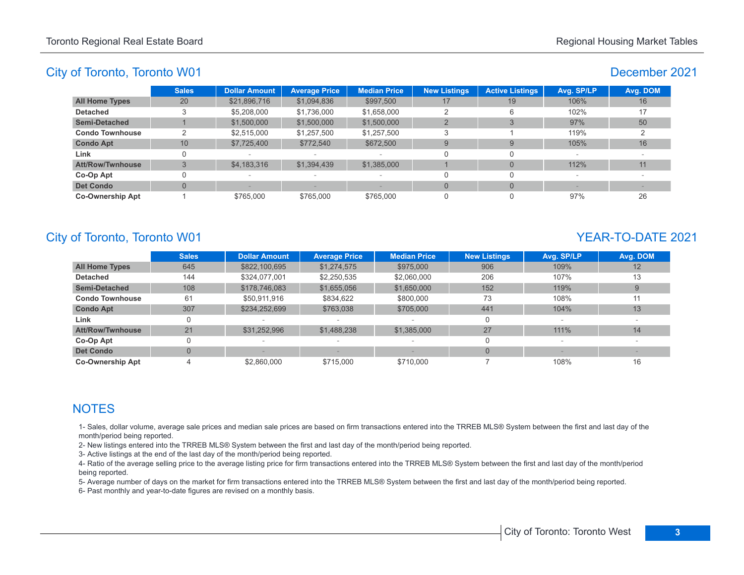## City of Toronto, Toronto W01

### December 2021

| | Sales | Dollar Amount | Average Price | Median Price | New Listings | Active Listings | Avg. SP/LP | Avg. DOM |
|---|---|---|---|---|---|---|---|---|
| **All Home Types** | 20 | $21,896,716 | $1,094,836 | $997,500 | 17 | 19 | 106% | 16 |
| **Detached** | 3 | $5,208,000 | $1,736,000 | $1,658,000 | 2 | 6 | 102% | 17 |
| **Semi-Detached** | 1 | $1,500,000 | $1,500,000 | $1,500,000 | 2 | 3 | 97% | 50 |
| **Condo Townhouse** | 2 | $2,515,000 | $1,257,500 | $1,257,500 | 3 | 1 | 119% | 2 |
| **Condo Apt** | 10 | $7,725,400 | $772,540 | $672,500 | 9 | 9 | 105% | 16 |
| **Link** | 0 | - | - | - | 0 | 0 | - | - |
| **Att/Row/Twnhouse** | 3 | $4,183,316 | $1,394,439 | $1,385,000 | 1 | 0 | 112% | 11 |
| **Co-Op Apt** | 0 | - | - | - | 0 | 0 | - | - |
| **Det Condo** | 0 | - | - | - | 0 | 0 | - | - |
| **Co-Ownership Apt** | 1 | $765,000 | $765,000 | $765,000 | 0 | 0 | 97% | 26 |

## City of Toronto, Toronto W01

### YEAR-TO-DATE 2021

| | Sales | Dollar Amount | Average Price | Median Price | New Listings | Avg. SP/LP | Avg. DOM |
|---|---|---|---|---|---|---|---|
| **All Home Types** | 645 | $822,100,695 | $1,274,575 | $975,000 | 906 | 109% | 12 |
| **Detached** | 144 | $324,077,001 | $2,250,535 | $2,060,000 | 206 | 107% | 13 |
| **Semi-Detached** | 108 | $178,746,083 | $1,655,056 | $1,650,000 | 152 | 119% | 9 |
| **Condo Townhouse** | 61 | $50,911,916 | $834,622 | $800,000 | 73 | 108% | 11 |
| **Condo Apt** | 307 | $234,252,699 | $763,038 | $705,000 | 441 | 104% | 13 |
| **Link** | 0 | - | - | - | 0 | - | - |
| **Att/Row/Twnhouse** | 21 | $31,252,996 | $1,488,238 | $1,385,000 | 27 | 111% | 14 |
| **Co-Op Apt** | 0 | - | - | - | 0 | - | - |
| **Det Condo** | 0 | - | - | - | 0 | - | - |
| **Co-Ownership Apt** | 4 | $2,860,000 | $715,000 | $710,000 | 7 | 108% | 16 |

## NOTES

1- Sales, dollar volume, average sale prices and median sale prices are based on firm transactions entered into the TRREB MLS® System between the first and last day of the month/period being reported.

2- New listings entered into the TRREB MLS® System between the first and last day of the month/period being reported.

3- Active listings at the end of the last day of the month/period being reported.

4- Ratio of the average selling price to the average listing price for firm transactions entered into the TRREB MLS® System between the first and last day of the month/period being reported.

5- Average number of days on the market for firm transactions entered into the TRREB MLS® System between the first and last day of the month/period being reported.

6- Past monthly and year-to-date figures are revised on a monthly basis.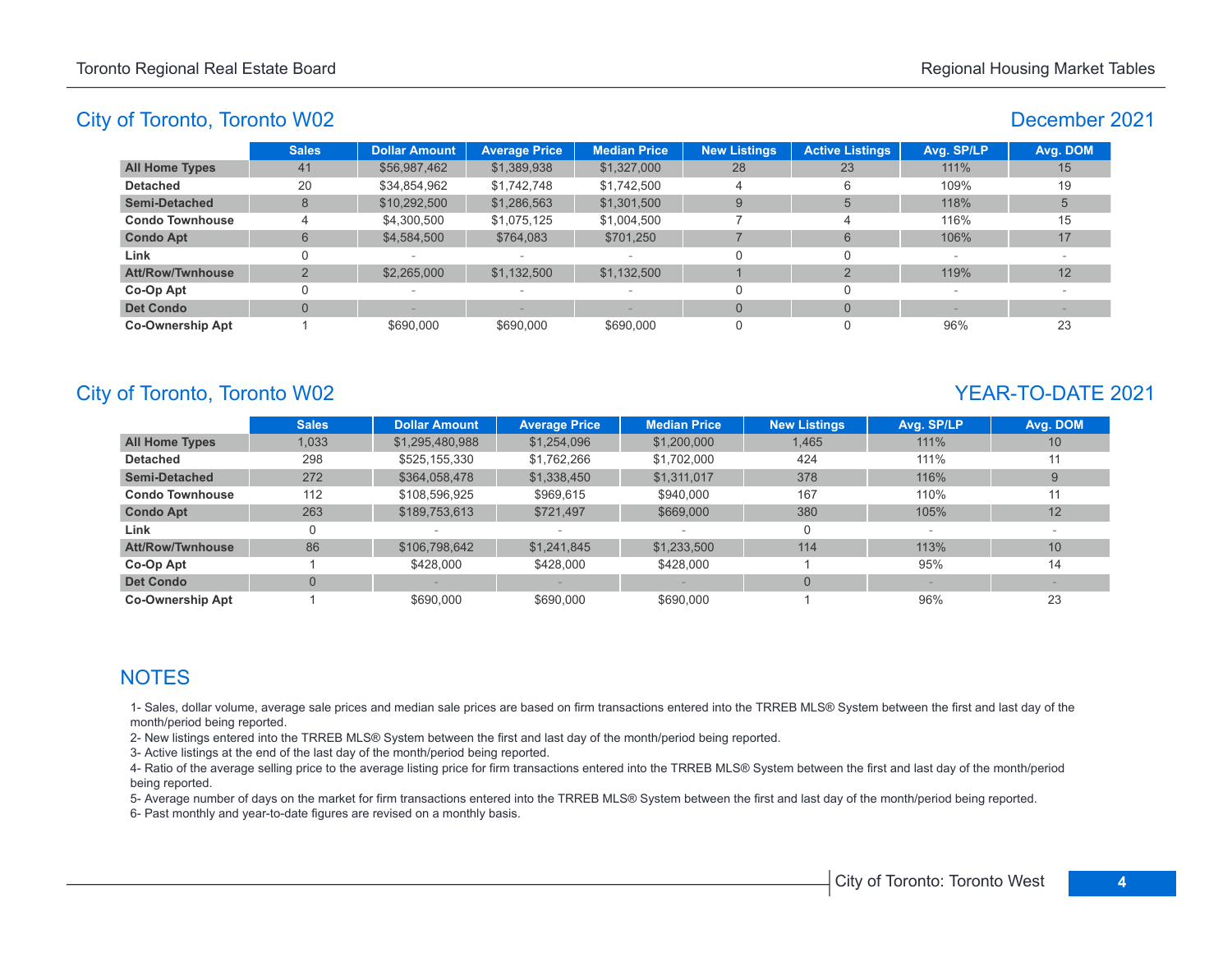## City of Toronto, Toronto W02

### December 2021

| | Sales | Dollar Amount | Average Price | Median Price | New Listings | Active Listings | Avg. SP/LP | Avg. DOM |
|---|---|---|---|---|---|---|---|---|
| **All Home Types** | 41 | $56,987,462 | $1,389,938 | $1,327,000 | 28 | 23 | 111% | 15 |
| **Detached** | 20 | $34,854,962 | $1,742,748 | $1,742,500 | 4 | 6 | 109% | 19 |
| **Semi-Detached** | 8 | $10,292,500 | $1,286,563 | $1,301,500 | 9 | 5 | 118% | 5 |
| **Condo Townhouse** | 4 | $4,300,500 | $1,075,125 | $1,004,500 | 7 | 4 | 116% | 15 |
| **Condo Apt** | 6 | $4,584,500 | $764,083 | $701,250 | 7 | 6 | 106% | 17 |
| **Link** | 0 | - | - | - | 0 | 0 | - | - |
| **Att/Row/Twnhouse** | 2 | $2,265,000 | $1,132,500 | $1,132,500 | 1 | 2 | 119% | 12 |
| **Co-Op Apt** | 0 | - | - | - | 0 | 0 | - | - |
| **Det Condo** | 0 | - | - | - | 0 | 0 | - | - |
| **Co-Ownership Apt** | 1 | $690,000 | $690,000 | $690,000 | 0 | 0 | 96% | 23 |

## City of Toronto, Toronto W02

### YEAR-TO-DATE 2021

| | Sales | Dollar Amount | Average Price | Median Price | New Listings | Avg. SP/LP | Avg. DOM |
|---|---|---|---|---|---|---|---|
| **All Home Types** | 1,033 | $1,295,480,988 | $1,254,096 | $1,200,000 | 1,465 | 111% | 10 |
| **Detached** | 298 | $525,155,330 | $1,762,266 | $1,702,000 | 424 | 111% | 11 |
| **Semi-Detached** | 272 | $364,058,478 | $1,338,450 | $1,311,017 | 378 | 116% | 9 |
| **Condo Townhouse** | 112 | $108,596,925 | $969,615 | $940,000 | 167 | 110% | 11 |
| **Condo Apt** | 263 | $189,753,613 | $721,497 | $669,000 | 380 | 105% | 12 |
| **Link** | 0 | - | - | - | 0 | - | - |
| **Att/Row/Twnhouse** | 86 | $106,798,642 | $1,241,845 | $1,233,500 | 114 | 113% | 10 |
| **Co-Op Apt** | 1 | $428,000 | $428,000 | $428,000 | 1 | 95% | 14 |
| **Det Condo** | 0 | - | - | - | 0 | - | - |
| **Co-Ownership Apt** | 1 | $690,000 | $690,000 | $690,000 | 1 | 96% | 23 |

## NOTES

1- Sales, dollar volume, average sale prices and median sale prices are based on firm transactions entered into the TRREB MLS® System between the first and last day of the month/period being reported.

2- New listings entered into the TRREB MLS® System between the first and last day of the month/period being reported.

3- Active listings at the end of the last day of the month/period being reported.

4- Ratio of the average selling price to the average listing price for firm transactions entered into the TRREB MLS® System between the first and last day of the month/period being reported.

5- Average number of days on the market for firm transactions entered into the TRREB MLS® System between the first and last day of the month/period being reported.

6- Past monthly and year-to-date figures are revised on a monthly basis.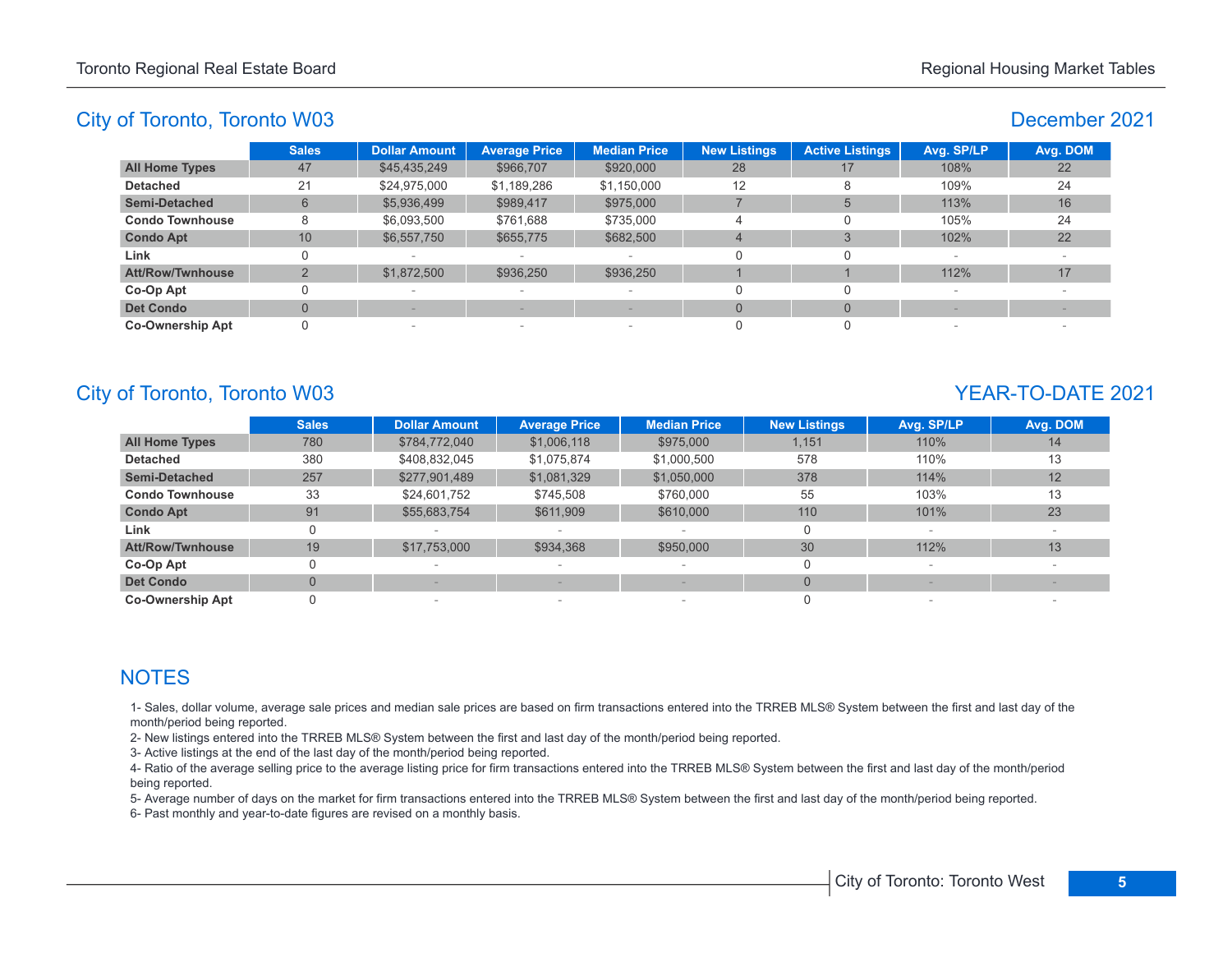## City of Toronto, Toronto W03

## December 2021

| | Sales | Dollar Amount | Average Price | Median Price | New Listings | Active Listings | Avg. SP/LP | Avg. DOM |
|---|---|---|---|---|---|---|---|---|
| **All Home Types** | 47 | $45,435,249 | $966,707 | $920,000 | 28 | 17 | 108% | 22 |
| **Detached** | 21 | $24,975,000 | $1,189,286 | $1,150,000 | 12 | 8 | 109% | 24 |
| **Semi-Detached** | 6 | $5,936,499 | $989,417 | $975,000 | 7 | 5 | 113% | 16 |
| **Condo Townhouse** | 8 | $6,093,500 | $761,688 | $735,000 | 4 | 0 | 105% | 24 |
| **Condo Apt** | 10 | $6,557,750 | $655,775 | $682,500 | 4 | 3 | 102% | 22 |
| **Link** | 0 | - | - | - | 0 | 0 | - | - |
| **Att/Row/Twnhouse** | 2 | $1,872,500 | $936,250 | $936,250 | 1 | 1 | 112% | 17 |
| **Co-Op Apt** | 0 | - | - | - | 0 | 0 | - | - |
| **Det Condo** | 0 | - | - | - | 0 | 0 | - | - |
| **Co-Ownership Apt** | 0 | - | - | - | 0 | 0 | - | - |

## City of Toronto, Toronto W03

## YEAR-TO-DATE 2021

| | Sales | Dollar Amount | Average Price | Median Price | New Listings | Avg. SP/LP | Avg. DOM |
|---|---|---|---|---|---|---|---|
| **All Home Types** | 780 | $784,772,040 | $1,006,118 | $975,000 | 1,151 | 110% | 14 |
| **Detached** | 380 | $408,832,045 | $1,075,874 | $1,000,500 | 578 | 110% | 13 |
| **Semi-Detached** | 257 | $277,901,489 | $1,081,329 | $1,050,000 | 378 | 114% | 12 |
| **Condo Townhouse** | 33 | $24,601,752 | $745,508 | $760,000 | 55 | 103% | 13 |
| **Condo Apt** | 91 | $55,683,754 | $611,909 | $610,000 | 110 | 101% | 23 |
| **Link** | 0 | - | - | - | 0 | - | - |
| **Att/Row/Twnhouse** | 19 | $17,753,000 | $934,368 | $950,000 | 30 | 112% | 13 |
| **Co-Op Apt** | 0 | - | - | - | 0 | - | - |
| **Det Condo** | 0 | - | - | - | 0 | - | - |
| **Co-Ownership Apt** | 0 | - | - | - | 0 | - | - |

## NOTES

1- Sales, dollar volume, average sale prices and median sale prices are based on firm transactions entered into the TRREB MLS® System between the first and last day of the month/period being reported.

2- New listings entered into the TRREB MLS® System between the first and last day of the month/period being reported.

3- Active listings at the end of the last day of the month/period being reported.

4- Ratio of the average selling price to the average listing price for firm transactions entered into the TRREB MLS® System between the first and last day of the month/period being reported.

5- Average number of days on the market for firm transactions entered into the TRREB MLS® System between the first and last day of the month/period being reported.

6- Past monthly and year-to-date figures are revised on a monthly basis.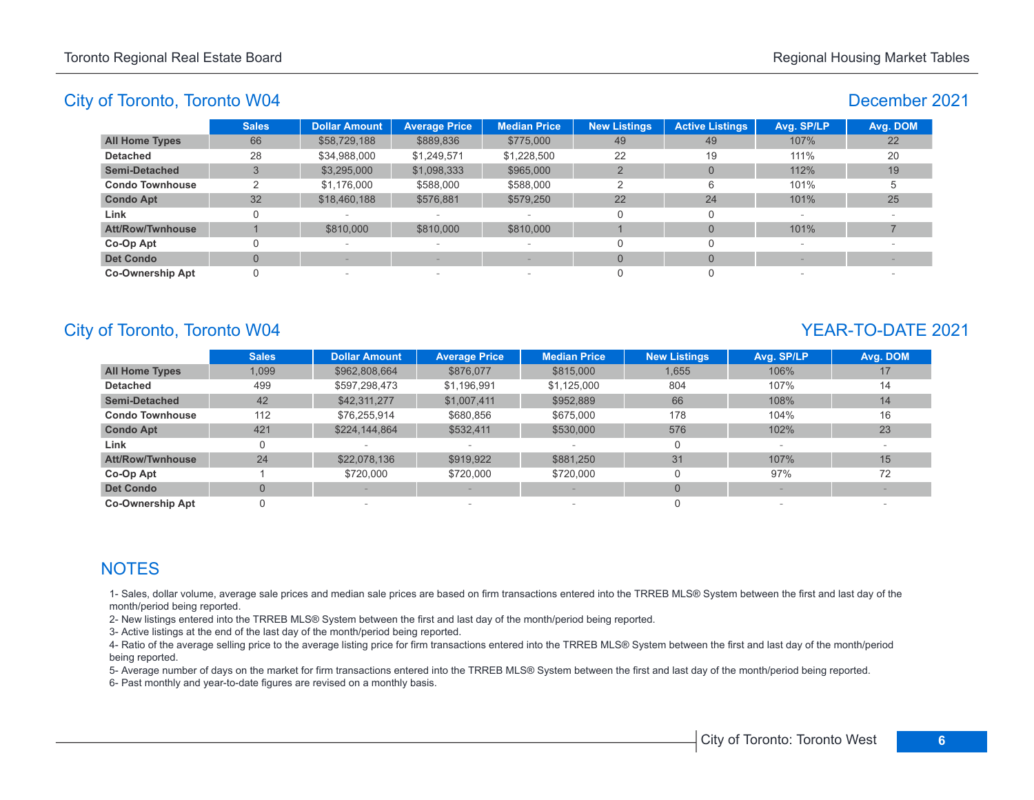## City of Toronto, Toronto W04

### December 2021

| | Sales | Dollar Amount | Average Price | Median Price | New Listings | Active Listings | Avg. SP/LP | Avg. DOM |
|---|---|---|---|---|---|---|---|---|
| **All Home Types** | 66 | $58,729,188 | $889,836 | $775,000 | 49 | 49 | 107% | 22 |
| **Detached** | 28 | $34,988,000 | $1,249,571 | $1,228,500 | 22 | 19 | 111% | 20 |
| **Semi-Detached** | 3 | $3,295,000 | $1,098,333 | $965,000 | 2 | 0 | 112% | 19 |
| **Condo Townhouse** | 2 | $1,176,000 | $588,000 | $588,000 | 2 | 6 | 101% | 5 |
| **Condo Apt** | 32 | $18,460,188 | $576,881 | $579,250 | 22 | 24 | 101% | 25 |
| **Link** | 0 | - | - | - | 0 | 0 | - | - |
| **Att/Row/Twnhouse** | 1 | $810,000 | $810,000 | $810,000 | 1 | 0 | 101% | 7 |
| **Co-Op Apt** | 0 | - | - | - | 0 | 0 | - | - |
| **Det Condo** | 0 | - | - | - | 0 | 0 | - | - |
| **Co-Ownership Apt** | 0 | - | - | - | 0 | 0 | - | - |

## City of Toronto, Toronto W04

### YEAR-TO-DATE 2021

| | Sales | Dollar Amount | Average Price | Median Price | New Listings | Avg. SP/LP | Avg. DOM |
|---|---|---|---|---|---|---|---|
| **All Home Types** | 1,099 | $962,808,664 | $876,077 | $815,000 | 1,655 | 106% | 17 |
| **Detached** | 499 | $597,298,473 | $1,196,991 | $1,125,000 | 804 | 107% | 14 |
| **Semi-Detached** | 42 | $42,311,277 | $1,007,411 | $952,889 | 66 | 108% | 14 |
| **Condo Townhouse** | 112 | $76,255,914 | $680,856 | $675,000 | 178 | 104% | 16 |
| **Condo Apt** | 421 | $224,144,864 | $532,411 | $530,000 | 576 | 102% | 23 |
| **Link** | 0 | - | - | - | 0 | - | - |
| **Att/Row/Twnhouse** | 24 | $22,078,136 | $919,922 | $881,250 | 31 | 107% | 15 |
| **Co-Op Apt** | 1 | $720,000 | $720,000 | $720,000 | 0 | 97% | 72 |
| **Det Condo** | 0 | - | - | - | 0 | - | - |
| **Co-Ownership Apt** | 0 | - | - | - | 0 | - | - |

## NOTES

1- Sales, dollar volume, average sale prices and median sale prices are based on firm transactions entered into the TRREB MLS® System between the first and last day of the month/period being reported.

2- New listings entered into the TRREB MLS® System between the first and last day of the month/period being reported.

3- Active listings at the end of the last day of the month/period being reported.

4- Ratio of the average selling price to the average listing price for firm transactions entered into the TRREB MLS® System between the first and last day of the month/period being reported.

5- Average number of days on the market for firm transactions entered into the TRREB MLS® System between the first and last day of the month/period being reported.

6- Past monthly and year-to-date figures are revised on a monthly basis.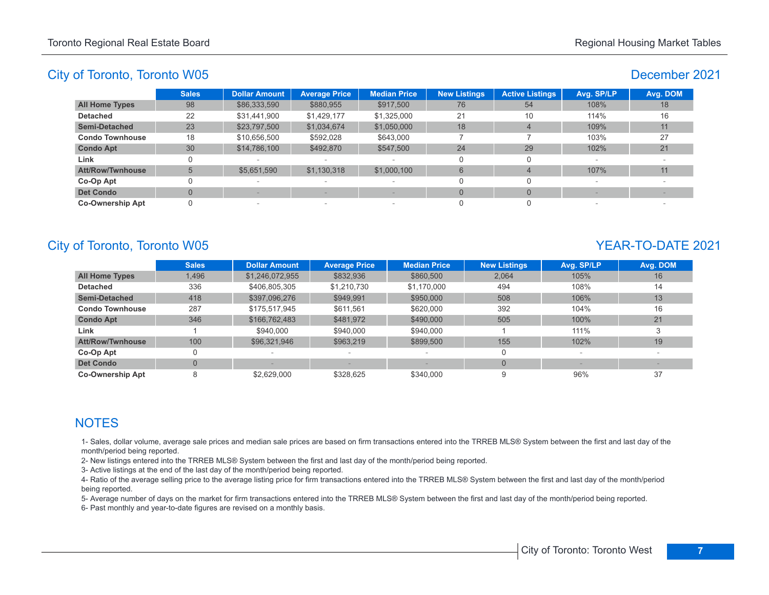## City of Toronto, Toronto W05

### December 2021

| | Sales | Dollar Amount | Average Price | Median Price | New Listings | Active Listings | Avg. SP/LP | Avg. DOM |
|---|---|---|---|---|---|---|---|---|
| **All Home Types** | 98 | $86,333,590 | $880,955 | $917,500 | 76 | 54 | 108% | 18 |
| **Detached** | 22 | $31,441,900 | $1,429,177 | $1,325,000 | 21 | 10 | 114% | 16 |
| **Semi-Detached** | 23 | $23,797,500 | $1,034,674 | $1,050,000 | 18 | 4 | 109% | 11 |
| **Condo Townhouse** | 18 | $10,656,500 | $592,028 | $643,000 | 7 | 7 | 103% | 27 |
| **Condo Apt** | 30 | $14,786,100 | $492,870 | $547,500 | 24 | 29 | 102% | 21 |
| **Link** | 0 | - | - | - | 0 | 0 | - | - |
| **Att/Row/Twnhouse** | 5 | $5,651,590 | $1,130,318 | $1,000,100 | 6 | 4 | 107% | 11 |
| **Co-Op Apt** | 0 | - | - | - | 0 | 0 | - | - |
| **Det Condo** | 0 | - | - | - | 0 | 0 | - | - |
| **Co-Ownership Apt** | 0 | - | - | - | 0 | 0 | - | - |

## City of Toronto, Toronto W05

### YEAR-TO-DATE 2021

| | Sales | Dollar Amount | Average Price | Median Price | New Listings | Avg. SP/LP | Avg. DOM |
|---|---|---|---|---|---|---|---|
| **All Home Types** | 1,496 | $1,246,072,955 | $832,936 | $860,500 | 2,064 | 105% | 16 |
| **Detached** | 336 | $406,805,305 | $1,210,730 | $1,170,000 | 494 | 108% | 14 |
| **Semi-Detached** | 418 | $397,096,276 | $949,991 | $950,000 | 508 | 106% | 13 |
| **Condo Townhouse** | 287 | $175,517,945 | $611,561 | $620,000 | 392 | 104% | 16 |
| **Condo Apt** | 346 | $166,762,483 | $481,972 | $490,000 | 505 | 100% | 21 |
| **Link** | 1 | $940,000 | $940,000 | $940,000 | 1 | 111% | 3 |
| **Att/Row/Twnhouse** | 100 | $96,321,946 | $963,219 | $899,500 | 155 | 102% | 19 |
| **Co-Op Apt** | 0 | - | - | - | 0 | - | - |
| **Det Condo** | 0 | - | - | - | 0 | - | - |
| **Co-Ownership Apt** | 8 | $2,629,000 | $328,625 | $340,000 | 9 | 96% | 37 |

## NOTES

1- Sales, dollar volume, average sale prices and median sale prices are based on firm transactions entered into the TRREB MLS® System between the first and last day of the month/period being reported.

2- New listings entered into the TRREB MLS® System between the first and last day of the month/period being reported.

3- Active listings at the end of the last day of the month/period being reported.

4- Ratio of the average selling price to the average listing price for firm transactions entered into the TRREB MLS® System between the first and last day of the month/period being reported.

5- Average number of days on the market for firm transactions entered into the TRREB MLS® System between the first and last day of the month/period being reported.

6- Past monthly and year-to-date figures are revised on a monthly basis.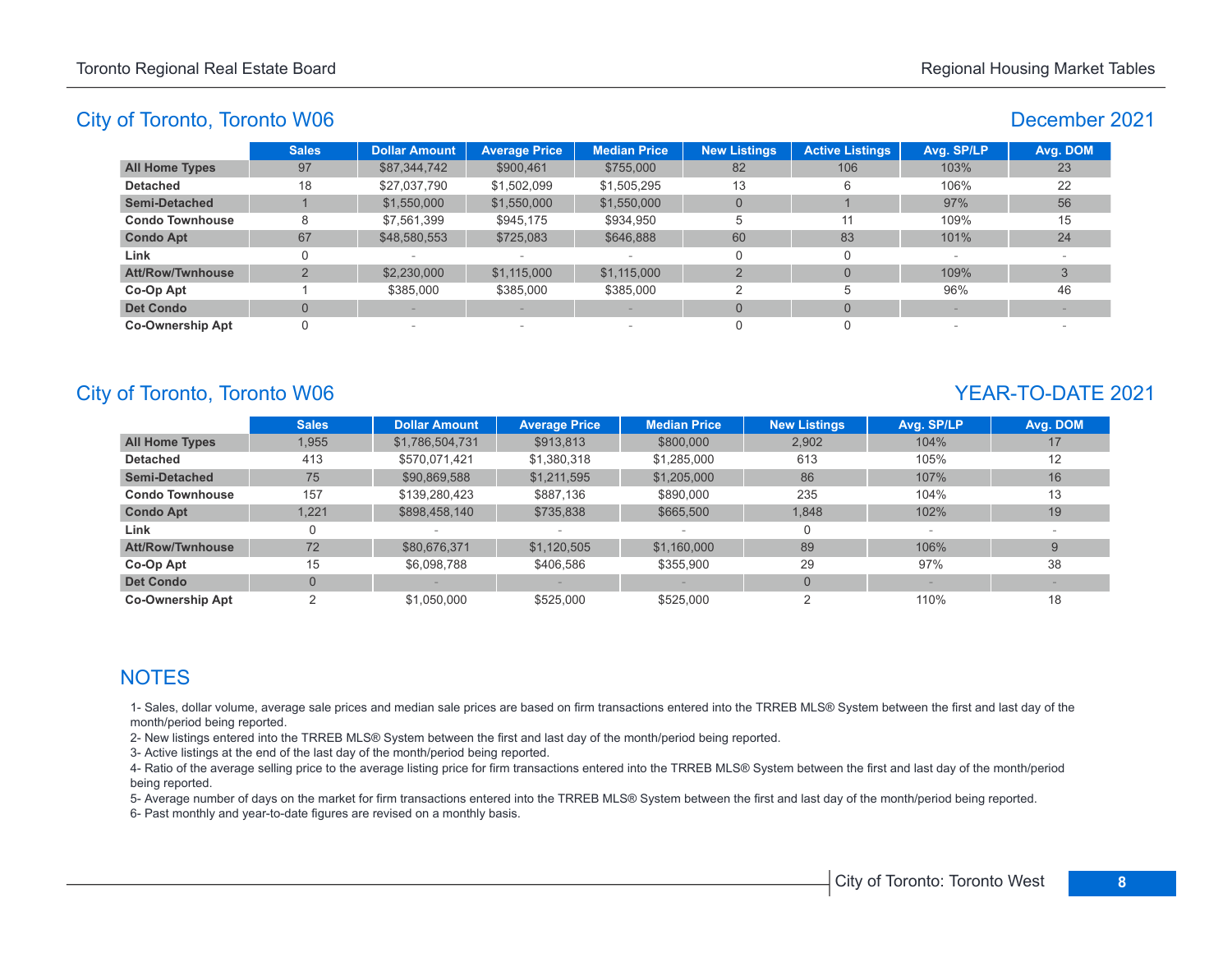## City of Toronto, Toronto W06

## December 2021

| | Sales | Dollar Amount | Average Price | Median Price | New Listings | Active Listings | Avg. SP/LP | Avg. DOM |
|---|---|---|---|---|---|---|---|---|
| **All Home Types** | 97 | $87,344,742 | $900,461 | $755,000 | 82 | 106 | 103% | 23 |
| **Detached** | 18 | $27,037,790 | $1,502,099 | $1,505,295 | 13 | 6 | 106% | 22 |
| **Semi-Detached** | 1 | $1,550,000 | $1,550,000 | $1,550,000 | 0 | 1 | 97% | 56 |
| **Condo Townhouse** | 8 | $7,561,399 | $945,175 | $934,950 | 5 | 11 | 109% | 15 |
| **Condo Apt** | 67 | $48,580,553 | $725,083 | $646,888 | 60 | 83 | 101% | 24 |
| **Link** | 0 | - | - | - | 0 | 0 | - | - |
| **Att/Row/Twnhouse** | 2 | $2,230,000 | $1,115,000 | $1,115,000 | 2 | 0 | 109% | 3 |
| **Co-Op Apt** | 1 | $385,000 | $385,000 | $385,000 | 2 | 5 | 96% | 46 |
| **Det Condo** | 0 | - | - | - | 0 | 0 | - | - |
| **Co-Ownership Apt** | 0 | - | - | - | 0 | 0 | - | - |

## City of Toronto, Toronto W06

## YEAR-TO-DATE 2021

| | Sales | Dollar Amount | Average Price | Median Price | New Listings | Avg. SP/LP | Avg. DOM |
|---|---|---|---|---|---|---|---|
| **All Home Types** | 1,955 | $1,786,504,731 | $913,813 | $800,000 | 2,902 | 104% | 17 |
| **Detached** | 413 | $570,071,421 | $1,380,318 | $1,285,000 | 613 | 105% | 12 |
| **Semi-Detached** | 75 | $90,869,588 | $1,211,595 | $1,205,000 | 86 | 107% | 16 |
| **Condo Townhouse** | 157 | $139,280,423 | $887,136 | $890,000 | 235 | 104% | 13 |
| **Condo Apt** | 1,221 | $898,458,140 | $735,838 | $665,500 | 1,848 | 102% | 19 |
| **Link** | 0 | - | - | - | 0 | - | - |
| **Att/Row/Twnhouse** | 72 | $80,676,371 | $1,120,505 | $1,160,000 | 89 | 106% | 9 |
| **Co-Op Apt** | 15 | $6,098,788 | $406,586 | $355,900 | 29 | 97% | 38 |
| **Det Condo** | 0 | - | - | - | 0 | - | - |
| **Co-Ownership Apt** | 2 | $1,050,000 | $525,000 | $525,000 | 2 | 110% | 18 |

## NOTES

1- Sales, dollar volume, average sale prices and median sale prices are based on firm transactions entered into the TRREB MLS® System between the first and last day of the month/period being reported.

2- New listings entered into the TRREB MLS® System between the first and last day of the month/period being reported.

3- Active listings at the end of the last day of the month/period being reported.

4- Ratio of the average selling price to the average listing price for firm transactions entered into the TRREB MLS® System between the first and last day of the month/period being reported.

5- Average number of days on the market for firm transactions entered into the TRREB MLS® System between the first and last day of the month/period being reported.

6- Past monthly and year-to-date figures are revised on a monthly basis.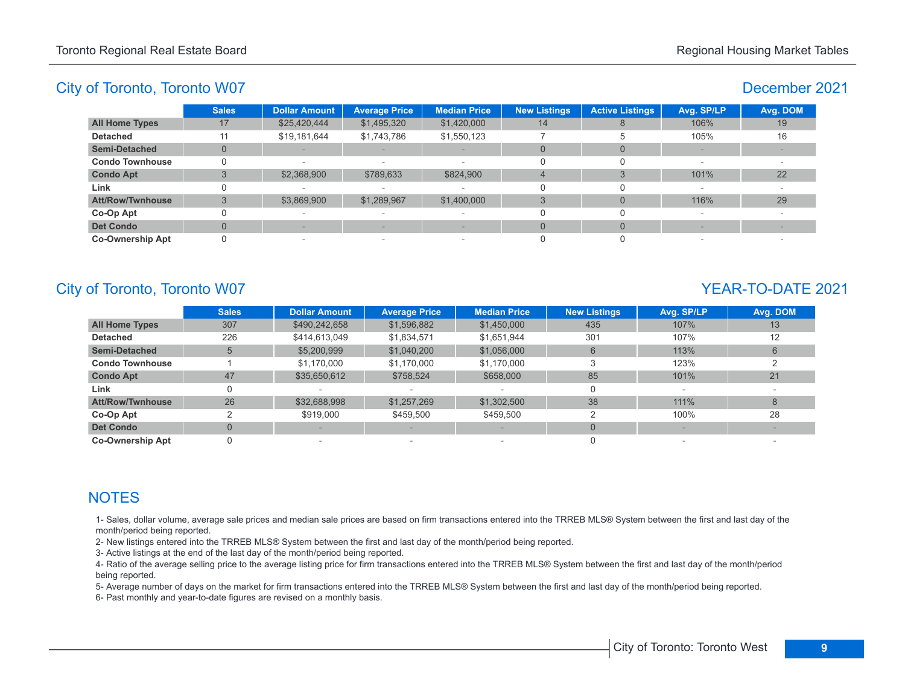## City of Toronto, Toronto W07

## December 2021

| | Sales | Dollar Amount | Average Price | Median Price | New Listings | Active Listings | Avg. SP/LP | Avg. DOM |
|---|---|---|---|---|---|---|---|---|
| **All Home Types** | 17 | $25,420,444 | $1,495,320 | $1,420,000 | 14 | 8 | 106% | 19 |
| **Detached** | 11 | $19,181,644 | $1,743,786 | $1,550,123 | 7 | 5 | 105% | 16 |
| **Semi-Detached** | 0 | - | - | - | 0 | 0 | - | - |
| **Condo Townhouse** | 0 | - | - | - | 0 | 0 | - | - |
| **Condo Apt** | 3 | $2,368,900 | $789,633 | $824,900 | 4 | 3 | 101% | 22 |
| **Link** | 0 | - | - | - | 0 | 0 | - | - |
| **Att/Row/Twnhouse** | 3 | $3,869,900 | $1,289,967 | $1,400,000 | 3 | 0 | 116% | 29 |
| **Co-Op Apt** | 0 | - | - | - | 0 | 0 | - | - |
| **Det Condo** | 0 | - | - | - | 0 | 0 | - | - |
| **Co-Ownership Apt** | 0 | - | - | - | 0 | 0 | - | - |

## City of Toronto, Toronto W07

## YEAR-TO-DATE 2021

| | Sales | Dollar Amount | Average Price | Median Price | New Listings | Avg. SP/LP | Avg. DOM |
|---|---|---|---|---|---|---|---|
| **All Home Types** | 307 | $490,242,658 | $1,596,882 | $1,450,000 | 435 | 107% | 13 |
| **Detached** | 226 | $414,613,049 | $1,834,571 | $1,651,944 | 301 | 107% | 12 |
| **Semi-Detached** | 5 | $5,200,999 | $1,040,200 | $1,056,000 | 6 | 113% | 6 |
| **Condo Townhouse** | 1 | $1,170,000 | $1,170,000 | $1,170,000 | 3 | 123% | 2 |
| **Condo Apt** | 47 | $35,650,612 | $758,524 | $658,000 | 85 | 101% | 21 |
| **Link** | 0 | - | - | - | 0 | - | - |
| **Att/Row/Twnhouse** | 26 | $32,688,998 | $1,257,269 | $1,302,500 | 38 | 111% | 8 |
| **Co-Op Apt** | 2 | $919,000 | $459,500 | $459,500 | 2 | 100% | 28 |
| **Det Condo** | 0 | - | - | - | 0 | - | - |
| **Co-Ownership Apt** | 0 | - | - | - | 0 | - | - |

## NOTES

1- Sales, dollar volume, average sale prices and median sale prices are based on firm transactions entered into the TRREB MLS® System between the first and last day of the month/period being reported.

2- New listings entered into the TRREB MLS® System between the first and last day of the month/period being reported.

3- Active listings at the end of the last day of the month/period being reported.

4- Ratio of the average selling price to the average listing price for firm transactions entered into the TRREB MLS® System between the first and last day of the month/period being reported.

5- Average number of days on the market for firm transactions entered into the TRREB MLS® System between the first and last day of the month/period being reported.

6- Past monthly and year-to-date figures are revised on a monthly basis.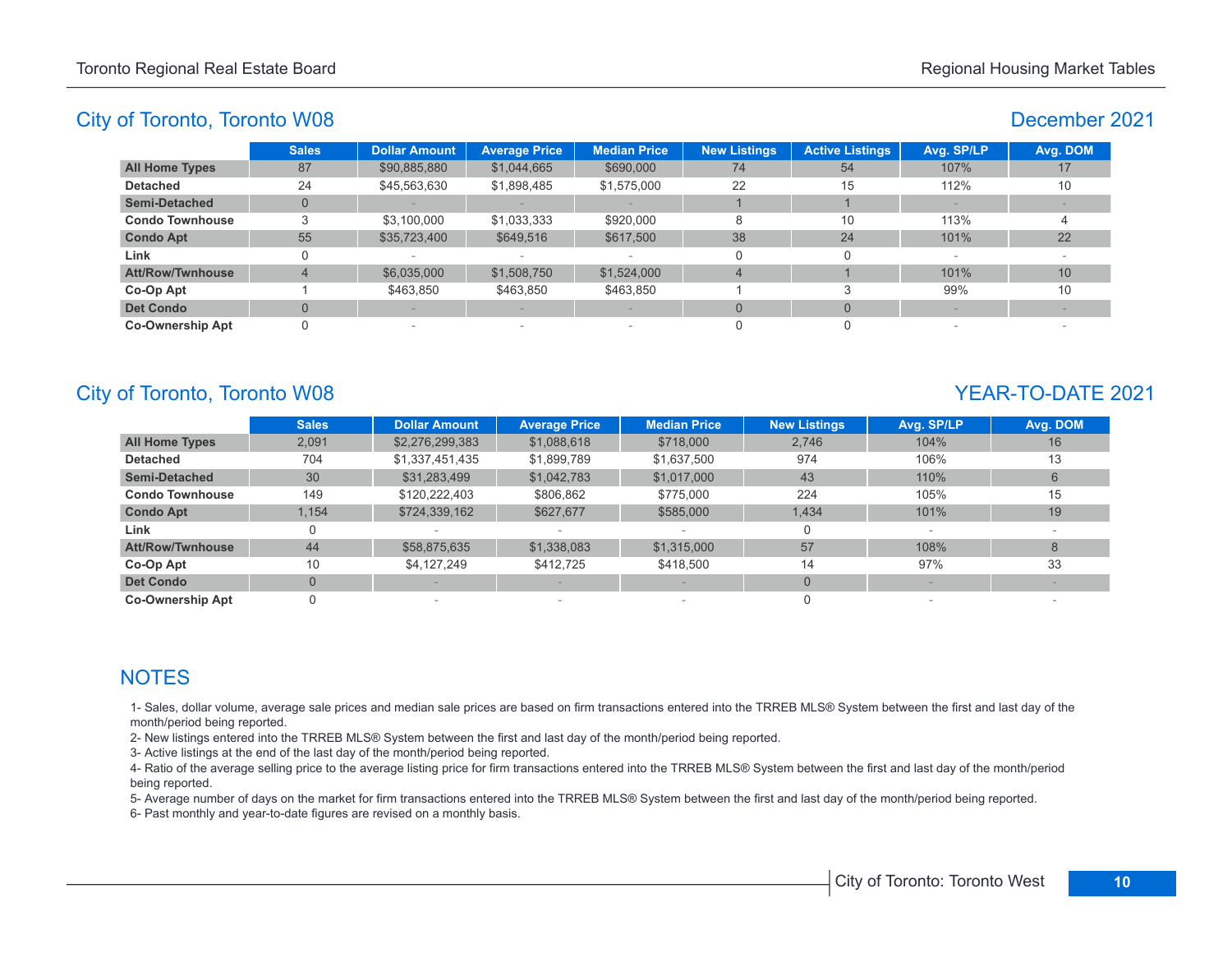## City of Toronto, Toronto W08

### December 2021

| | Sales | Dollar Amount | Average Price | Median Price | New Listings | Active Listings | Avg. SP/LP | Avg. DOM |
|---|---|---|---|---|---|---|---|---|
| **All Home Types** | 87 | $90,885,880 | $1,044,665 | $690,000 | 74 | 54 | 107% | 17 |
| **Detached** | 24 | $45,563,630 | $1,898,485 | $1,575,000 | 22 | 15 | 112% | 10 |
| **Semi-Detached** | 0 | - | - | - | 1 | 1 | - | - |
| **Condo Townhouse** | 3 | $3,100,000 | $1,033,333 | $920,000 | 8 | 10 | 113% | 4 |
| **Condo Apt** | 55 | $35,723,400 | $649,516 | $617,500 | 38 | 24 | 101% | 22 |
| **Link** | 0 | - | - | - | 0 | 0 | - | - |
| **Att/Row/Twnhouse** | 4 | $6,035,000 | $1,508,750 | $1,524,000 | 4 | 1 | 101% | 10 |
| **Co-Op Apt** | 1 | $463,850 | $463,850 | $463,850 | 1 | 3 | 99% | 10 |
| **Det Condo** | 0 | - | - | - | 0 | 0 | - | - |
| **Co-Ownership Apt** | 0 | - | - | - | 0 | 0 | - | - |

## City of Toronto, Toronto W08

### YEAR-TO-DATE 2021

| | Sales | Dollar Amount | Average Price | Median Price | New Listings | Avg. SP/LP | Avg. DOM |
|---|---|---|---|---|---|---|---|
| **All Home Types** | 2,091 | $2,276,299,383 | $1,088,618 | $718,000 | 2,746 | 104% | 16 |
| **Detached** | 704 | $1,337,451,435 | $1,899,789 | $1,637,500 | 974 | 106% | 13 |
| **Semi-Detached** | 30 | $31,283,499 | $1,042,783 | $1,017,000 | 43 | 110% | 6 |
| **Condo Townhouse** | 149 | $120,222,403 | $806,862 | $775,000 | 224 | 105% | 15 |
| **Condo Apt** | 1,154 | $724,339,162 | $627,677 | $585,000 | 1,434 | 101% | 19 |
| **Link** | 0 | - | - | - | 0 | - | - |
| **Att/Row/Twnhouse** | 44 | $58,875,635 | $1,338,083 | $1,315,000 | 57 | 108% | 8 |
| **Co-Op Apt** | 10 | $4,127,249 | $412,725 | $418,500 | 14 | 97% | 33 |
| **Det Condo** | 0 | - | - | - | 0 | - | - |
| **Co-Ownership Apt** | 0 | - | - | - | 0 | - | - |

## NOTES

1- Sales, dollar volume, average sale prices and median sale prices are based on firm transactions entered into the TRREB MLS® System between the first and last day of the month/period being reported.

2- New listings entered into the TRREB MLS® System between the first and last day of the month/period being reported.

3- Active listings at the end of the last day of the month/period being reported.

4- Ratio of the average selling price to the average listing price for firm transactions entered into the TRREB MLS® System between the first and last day of the month/period being reported.

5- Average number of days on the market for firm transactions entered into the TRREB MLS® System between the first and last day of the month/period being reported.

6- Past monthly and year-to-date figures are revised on a monthly basis.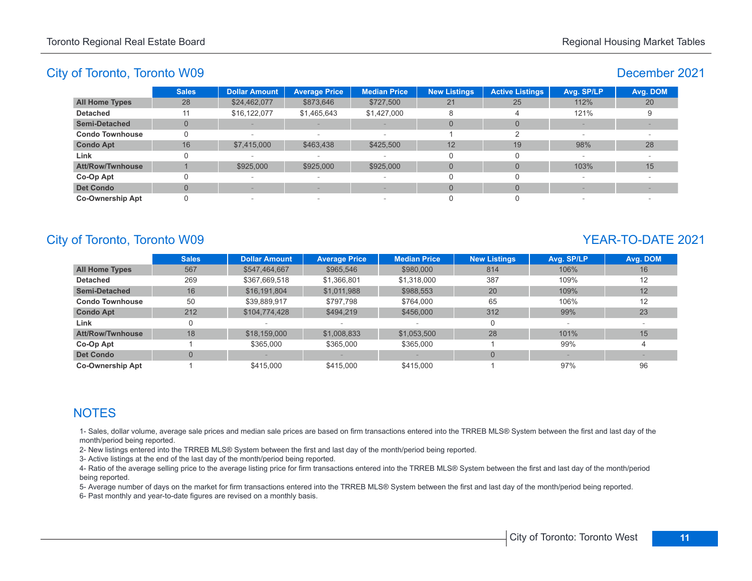## City of Toronto, Toronto W09

**December 2021**

| | Sales | Dollar Amount | Average Price | Median Price | New Listings | Active Listings | Avg. SP/LP | Avg. DOM |
|---|---|---|---|---|---|---|---|---|
| **All Home Types** | 28 | $24,462,077 | $873,646 | $727,500 | 21 | 25 | 112% | 20 |
| **Detached** | 11 | $16,122,077 | $1,465,643 | $1,427,000 | 8 | 4 | 121% | 9 |
| **Semi-Detached** | 0 | - | - | - | 0 | 0 | - | - |
| **Condo Townhouse** | 0 | - | - | - | 1 | 2 | - | - |
| **Condo Apt** | 16 | $7,415,000 | $463,438 | $425,500 | 12 | 19 | 98% | 28 |
| **Link** | 0 | - | - | - | 0 | 0 | - | - |
| **Att/Row/Twnhouse** | 1 | $925,000 | $925,000 | $925,000 | 0 | 0 | 103% | 15 |
| **Co-Op Apt** | 0 | - | - | - | 0 | 0 | - | - |
| **Det Condo** | 0 | - | - | - | 0 | 0 | - | - |
| **Co-Ownership Apt** | 0 | - | - | - | 0 | 0 | - | - |

## City of Toronto, Toronto W09

**YEAR-TO-DATE 2021**

| | Sales | Dollar Amount | Average Price | Median Price | New Listings | Avg. SP/LP | Avg. DOM |
|---|---|---|---|---|---|---|---|
| **All Home Types** | 567 | $547,464,667 | $965,546 | $980,000 | 814 | 106% | 16 |
| **Detached** | 269 | $367,669,518 | $1,366,801 | $1,318,000 | 387 | 109% | 12 |
| **Semi-Detached** | 16 | $16,191,804 | $1,011,988 | $988,553 | 20 | 109% | 12 |
| **Condo Townhouse** | 50 | $39,889,917 | $797,798 | $764,000 | 65 | 106% | 12 |
| **Condo Apt** | 212 | $104,774,428 | $494,219 | $456,000 | 312 | 99% | 23 |
| **Link** | 0 | - | - | - | 0 | - | - |
| **Att/Row/Twnhouse** | 18 | $18,159,000 | $1,008,833 | $1,053,500 | 28 | 101% | 15 |
| **Co-Op Apt** | 1 | $365,000 | $365,000 | $365,000 | 1 | 99% | 4 |
| **Det Condo** | 0 | - | - | - | 0 | - | - |
| **Co-Ownership Apt** | 1 | $415,000 | $415,000 | $415,000 | 1 | 97% | 96 |

## NOTES

1- Sales, dollar volume, average sale prices and median sale prices are based on firm transactions entered into the TRREB MLS® System between the first and last day of the month/period being reported.

2- New listings entered into the TRREB MLS® System between the first and last day of the month/period being reported.

3- Active listings at the end of the last day of the month/period being reported.

4- Ratio of the average selling price to the average listing price for firm transactions entered into the TRREB MLS® System between the first and last day of the month/period being reported.

5- Average number of days on the market for firm transactions entered into the TRREB MLS® System between the first and last day of the month/period being reported.

6- Past monthly and year-to-date figures are revised on a monthly basis.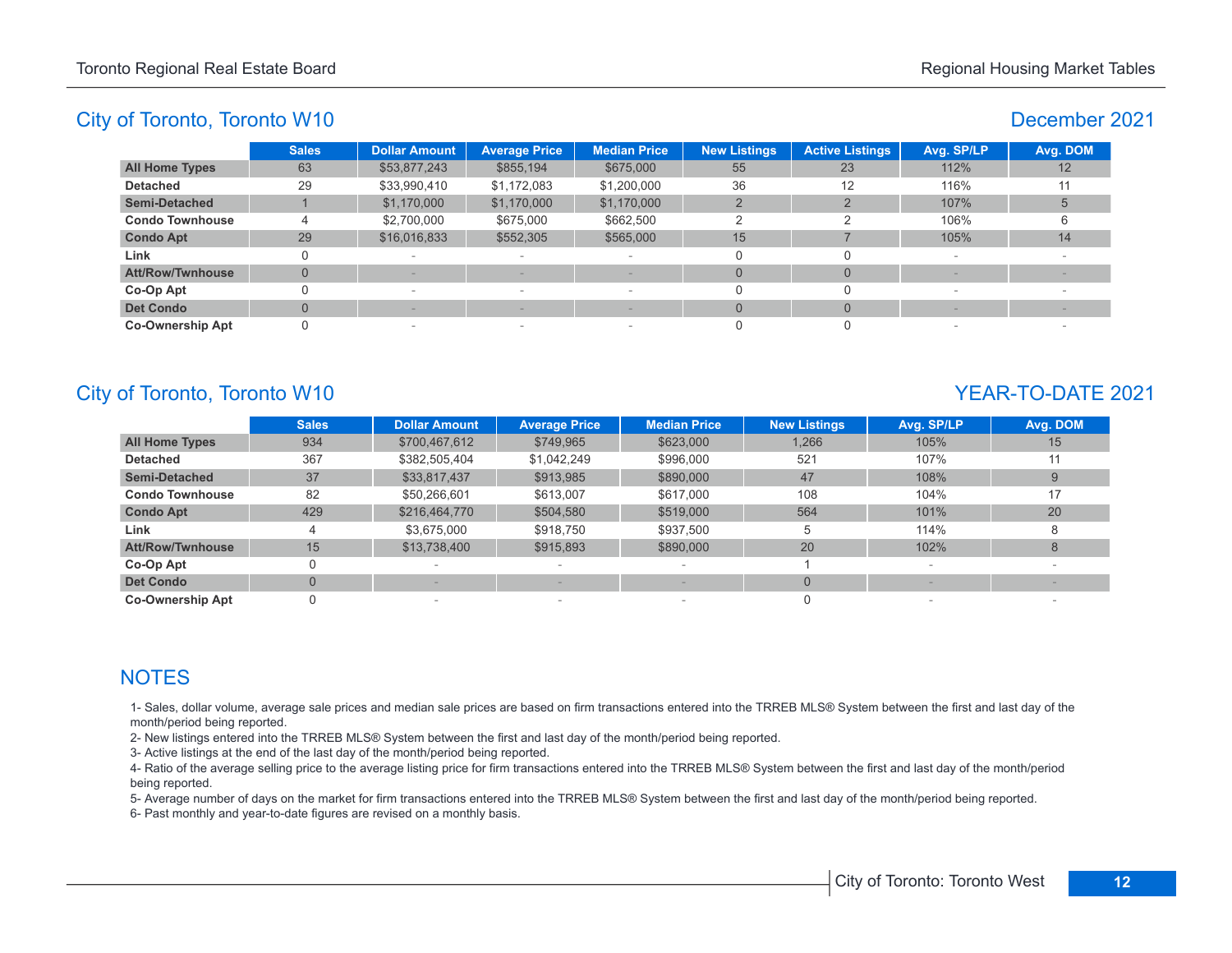## City of Toronto, Toronto W10

## December 2021

| | Sales | Dollar Amount | Average Price | Median Price | New Listings | Active Listings | Avg. SP/LP | Avg. DOM |
|---|---|---|---|---|---|---|---|---|
| **All Home Types** | 63 | $53,877,243 | $855,194 | $675,000 | 55 | 23 | 112% | 12 |
| **Detached** | 29 | $33,990,410 | $1,172,083 | $1,200,000 | 36 | 12 | 116% | 11 |
| **Semi-Detached** | 1 | $1,170,000 | $1,170,000 | $1,170,000 | 2 | 2 | 107% | 5 |
| **Condo Townhouse** | 4 | $2,700,000 | $675,000 | $662,500 | 2 | 2 | 106% | 6 |
| **Condo Apt** | 29 | $16,016,833 | $552,305 | $565,000 | 15 | 7 | 105% | 14 |
| **Link** | 0 | - | - | - | 0 | 0 | - | - |
| **Att/Row/Twnhouse** | 0 | - | - | - | 0 | 0 | - | - |
| **Co-Op Apt** | 0 | - | - | - | 0 | 0 | - | - |
| **Det Condo** | 0 | - | - | - | 0 | 0 | - | - |
| **Co-Ownership Apt** | 0 | - | - | - | 0 | 0 | - | - |

## City of Toronto, Toronto W10

## YEAR-TO-DATE 2021

| | Sales | Dollar Amount | Average Price | Median Price | New Listings | Avg. SP/LP | Avg. DOM |
|---|---|---|---|---|---|---|---|
| **All Home Types** | 934 | $700,467,612 | $749,965 | $623,000 | 1,266 | 105% | 15 |
| **Detached** | 367 | $382,505,404 | $1,042,249 | $996,000 | 521 | 107% | 11 |
| **Semi-Detached** | 37 | $33,817,437 | $913,985 | $890,000 | 47 | 108% | 9 |
| **Condo Townhouse** | 82 | $50,266,601 | $613,007 | $617,000 | 108 | 104% | 17 |
| **Condo Apt** | 429 | $216,464,770 | $504,580 | $519,000 | 564 | 101% | 20 |
| **Link** | 4 | $3,675,000 | $918,750 | $937,500 | 5 | 114% | 8 |
| **Att/Row/Twnhouse** | 15 | $13,738,400 | $915,893 | $890,000 | 20 | 102% | 8 |
| **Co-Op Apt** | 0 | - | - | - | 1 | - | - |
| **Det Condo** | 0 | - | - | - | 0 | - | - |
| **Co-Ownership Apt** | 0 | - | - | - | 0 | - | - |

## NOTES

1- Sales, dollar volume, average sale prices and median sale prices are based on firm transactions entered into the TRREB MLS® System between the first and last day of the month/period being reported.

2- New listings entered into the TRREB MLS® System between the first and last day of the month/period being reported.

3- Active listings at the end of the last day of the month/period being reported.

4- Ratio of the average selling price to the average listing price for firm transactions entered into the TRREB MLS® System between the first and last day of the month/period being reported.

5- Average number of days on the market for firm transactions entered into the TRREB MLS® System between the first and last day of the month/period being reported.

6- Past monthly and year-to-date figures are revised on a monthly basis.